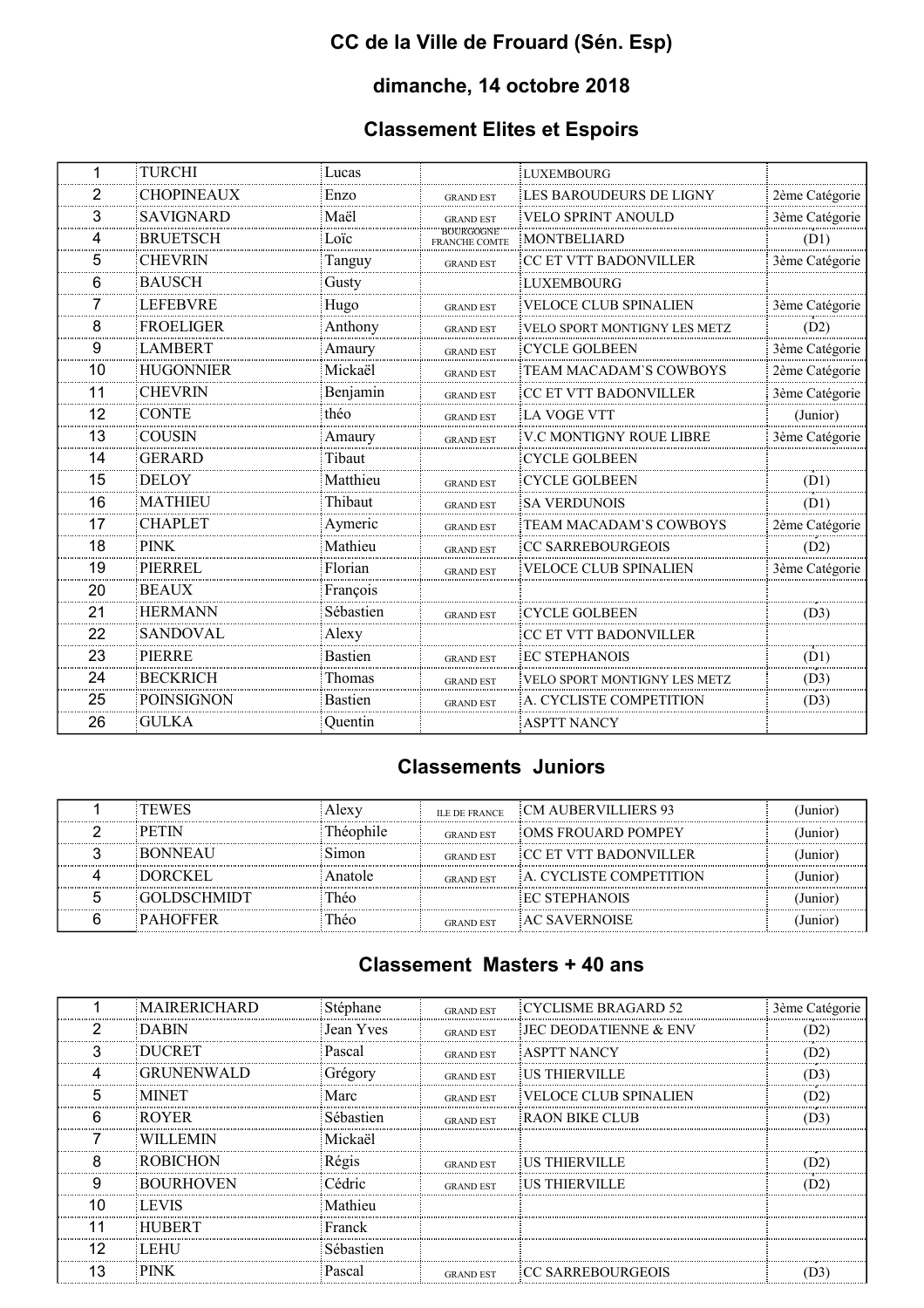# CC de la Ville de Frouard (Sén. Esp)

## dimanche, 14 octobre 2018

## Classement Elites et Espoirs

| | | | | | |
|---|---|---|---|---|---|
| 1 | TURCHI | Lucas | | LUXEMBOURG | |
| 2 | CHOPINEAUX | Enzo | GRAND EST | LES BAROUDEURS DE LIGNY | 2ème Catégorie |
| 3 | SAVIGNARD | Maël | GRAND EST | VELO SPRINT ANOULD | 3ème Catégorie |
| 4 | BRUETSCH | Loïc | BOURGOGNE FRANCHE COMTE | MONTBELIARD | (D1) |
| 5 | CHEVRIN | Tanguy | GRAND EST | CC ET VTT BADONVILLER | 3ème Catégorie |
| 6 | BAUSCH | Gusty | | LUXEMBOURG | |
| 7 | LEFEBVRE | Hugo | GRAND EST | VELOCE CLUB SPINALIEN | 3ème Catégorie |
| 8 | FROELIGER | Anthony | GRAND EST | VELO SPORT MONTIGNY LES METZ | (D2) |
| 9 | LAMBERT | Amaury | GRAND EST | CYCLE GOLBEEN | 3ème Catégorie |
| 10 | HUGONNIER | Mickaël | GRAND EST | TEAM MACADAM`S COWBOYS | 2ème Catégorie |
| 11 | CHEVRIN | Benjamin | GRAND EST | CC ET VTT BADONVILLER | 3ème Catégorie |
| 12 | CONTE | théo | GRAND EST | LA VOGE VTT | (Junior) |
| 13 | COUSIN | Amaury | GRAND EST | V.C MONTIGNY ROUE LIBRE | 3ème Catégorie |
| 14 | GERARD | Tibaut | | CYCLE GOLBEEN | |
| 15 | DELOY | Matthieu | GRAND EST | CYCLE GOLBEEN | (D1) |
| 16 | MATHIEU | Thibaut | GRAND EST | SA VERDUNOIS | (D1) |
| 17 | CHAPLET | Aymeric | GRAND EST | TEAM MACADAM`S COWBOYS | 2ème Catégorie |
| 18 | PINK | Mathieu | GRAND EST | CC SARREBOURGEOIS | (D2) |
| 19 | PIERREL | Florian | GRAND EST | VELOCE CLUB SPINALIEN | 3ème Catégorie |
| 20 | BEAUX | François | | | |
| 21 | HERMANN | Sébastien | GRAND EST | CYCLE GOLBEEN | (D3) |
| 22 | SANDOVAL | Alexy | | CC ET VTT BADONVILLER | |
| 23 | PIERRE | Bastien | GRAND EST | EC STEPHANOIS | (D1) |
| 24 | BECKRICH | Thomas | GRAND EST | VELO SPORT MONTIGNY LES METZ | (D3) |
| 25 | POINSIGNON | Bastien | GRAND EST | A. CYCLISTE COMPETITION | (D3) |
| 26 | GULKA | Quentin | | ASPTT NANCY | |

## Classements Juniors

| | | | | | |
|---|---|---|---|---|---|
| 1 | TEWES | Alexy | ILE DE FRANCE | CM AUBERVILLIERS 93 | (Junior) |
| 2 | PETIN | Théophile | GRAND EST | OMS FROUARD POMPEY | (Junior) |
| 3 | BONNEAU | Simon | GRAND EST | CC ET VTT BADONVILLER | (Junior) |
| 4 | DORCKEL | Anatole | GRAND EST | A. CYCLISTE COMPETITION | (Junior) |
| 5 | GOLDSCHMIDT | Théo | | EC STEPHANOIS | (Junior) |
| 6 | PAHOFFER | Théo | GRAND EST | AC SAVERNOISE | (Junior) |

## Classement Masters + 40 ans

| | | | | | |
|---|---|---|---|---|---|
| 1 | MAIRERICHARD | Stéphane | GRAND EST | CYCLISME BRAGARD 52 | 3ème Catégorie |
| 2 | DABIN | Jean Yves | GRAND EST | JEC DEODATIENNE & ENV | (D2) |
| 3 | DUCRET | Pascal | GRAND EST | ASPTT NANCY | (D2) |
| 4 | GRUNENWALD | Grégory | GRAND EST | US THIERVILLE | (D3) |
| 5 | MINET | Marc | GRAND EST | VELOCE CLUB SPINALIEN | (D2) |
| 6 | ROYER | Sébastien | GRAND EST | RAON BIKE CLUB | (D3) |
| 7 | WILLEMIN | Mickaël | | | |
| 8 | ROBICHON | Régis | GRAND EST | US THIERVILLE | (D2) |
| 9 | BOURHOVEN | Cédric | GRAND EST | US THIERVILLE | (D2) |
| 10 | LEVIS | Mathieu | | | |
| 11 | HUBERT | Franck | | | |
| 12 | LEHU | Sébastien | | | |
| 13 | PINK | Pascal | GRAND EST | CC SARREBOURGEOIS | (D3) |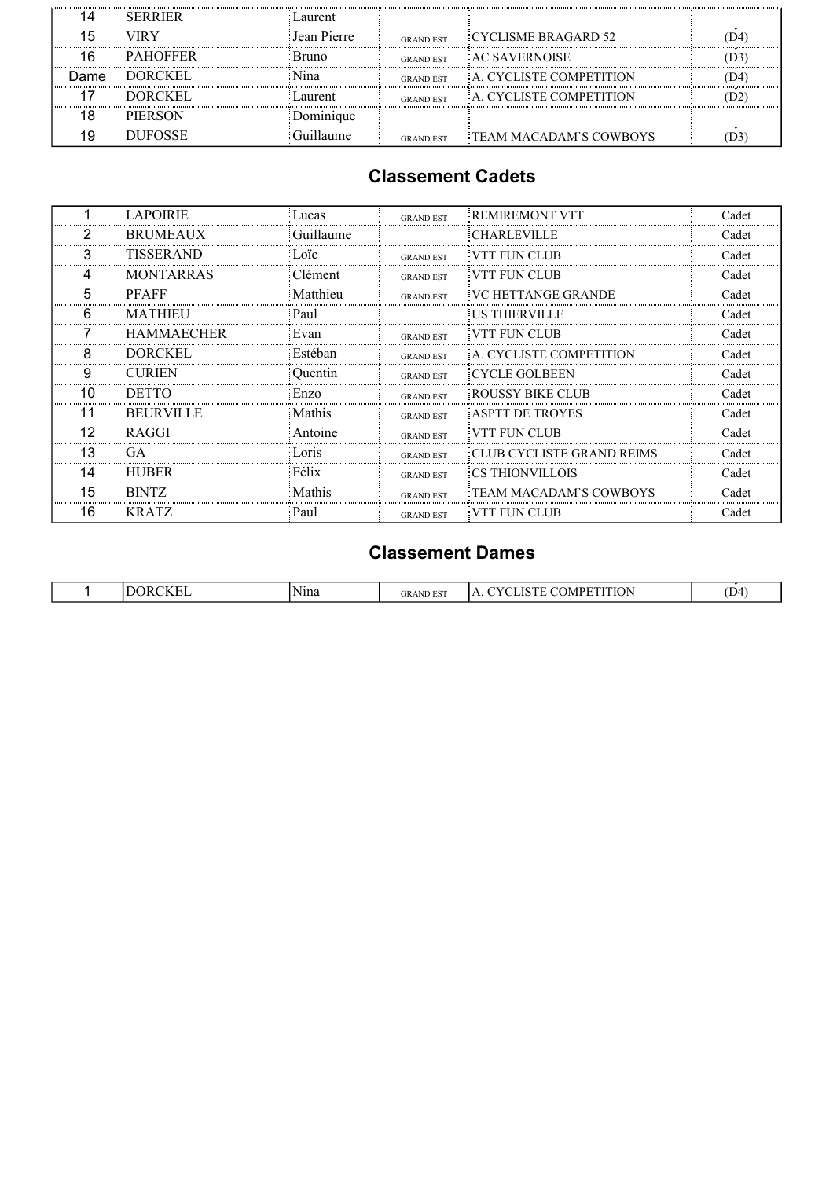| | | | | | |
|---|---|---|---|---|---|
| 14 | SERRIER | Laurent | | | |
| 15 | VIRY | Jean Pierre | GRAND EST | CYCLISME BRAGARD 52 | (D4) |
| 16 | PAHOFFER | Bruno | GRAND EST | AC SAVERNOISE | (D3) |
| Dame | DORCKEL | Nina | GRAND EST | A. CYCLISTE COMPETITION | (D4) |
| 17 | DORCKEL | Laurent | GRAND EST | A. CYCLISTE COMPETITION | (D2) |
| 18 | PIERSON | Dominique | | | |
| 19 | DUFOSSE | Guillaume | GRAND EST | TEAM MACADAM`S COWBOYS | (D3) |

## Classement Cadets

| | | | | | |
|---|---|---|---|---|---|
| 1 | LAPOIRIE | Lucas | GRAND EST | REMIREMONT VTT | Cadet |
| 2 | BRUMEAUX | Guillaume | | CHARLEVILLE | Cadet |
| 3 | TISSERAND | Loïc | GRAND EST | VTT FUN CLUB | Cadet |
| 4 | MONTARRAS | Clément | GRAND EST | VTT FUN CLUB | Cadet |
| 5 | PFAFF | Matthieu | GRAND EST | VC HETTANGE GRANDE | Cadet |
| 6 | MATHIEU | Paul | | US THIERVILLE | Cadet |
| 7 | HAMMAECHER | Evan | GRAND EST | VTT FUN CLUB | Cadet |
| 8 | DORCKEL | Estéban | GRAND EST | A. CYCLISTE COMPETITION | Cadet |
| 9 | CURIEN | Quentin | GRAND EST | CYCLE GOLBEEN | Cadet |
| 10 | DETTO | Enzo | GRAND EST | ROUSSY BIKE CLUB | Cadet |
| 11 | BEURVILLE | Mathis | GRAND EST | ASPTT DE TROYES | Cadet |
| 12 | RAGGI | Antoine | GRAND EST | VTT FUN CLUB | Cadet |
| 13 | GA | Loris | GRAND EST | CLUB CYCLISTE GRAND REIMS | Cadet |
| 14 | HUBER | Félix | GRAND EST | CS THIONVILLOIS | Cadet |
| 15 | BINTZ | Mathis | GRAND EST | TEAM MACADAM`S COWBOYS | Cadet |
| 16 | KRATZ | Paul | GRAND EST | VTT FUN CLUB | Cadet |

## Classement Dames

| | | | | | |
|---|---|---|---|---|---|
| 1 | DORCKEL | Nina | GRAND EST | A. CYCLISTE COMPETITION | (D4) |